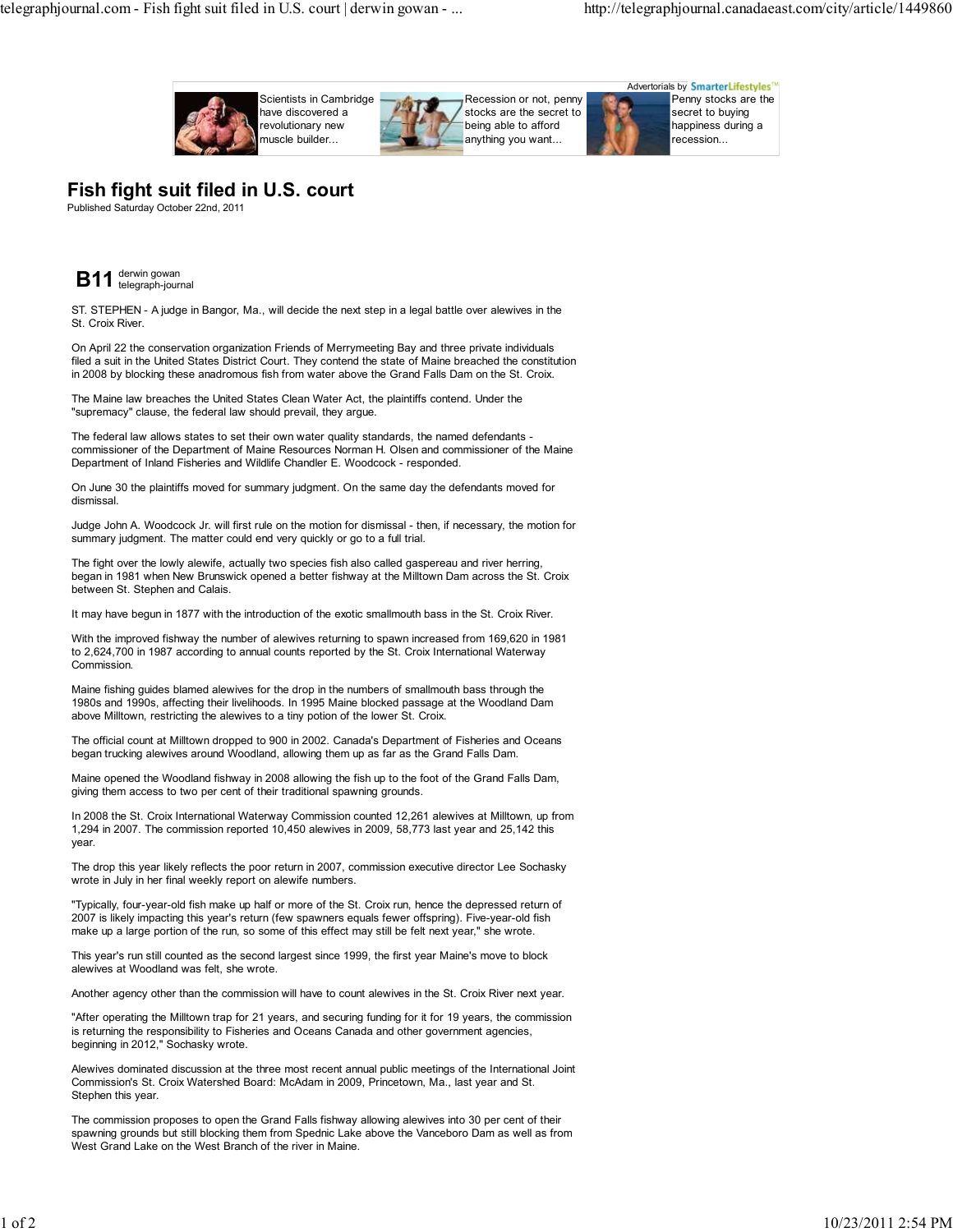# Fish fight suit filed in U.S. court

Published Saturday October 22nd, 2011

**B11** derwin gowan
telegraph-journal

ST. STEPHEN - A judge in Bangor, Ma., will decide the next step in a legal battle over alewives in the St. Croix River.

On April 22 the conservation organization Friends of Merrymeeting Bay and three private individuals filed a suit in the United States District Court. They contend the state of Maine breached the constitution in 2008 by blocking these anadromous fish from water above the Grand Falls Dam on the St. Croix.

The Maine law breaches the United States Clean Water Act, the plaintiffs contend. Under the "supremacy" clause, the federal law should prevail, they argue.

The federal law allows states to set their own water quality standards, the named defendants - commissioner of the Department of Maine Resources Norman H. Olsen and commissioner of the Maine Department of Inland Fisheries and Wildlife Chandler E. Woodcock - responded.

On June 30 the plaintiffs moved for summary judgment. On the same day the defendants moved for dismissal.

Judge John A. Woodcock Jr. will first rule on the motion for dismissal - then, if necessary, the motion for summary judgment. The matter could end very quickly or go to a full trial.

The fight over the lowly alewife, actually two species fish also called gaspereau and river herring, began in 1981 when New Brunswick opened a better fishway at the Milltown Dam across the St. Croix between St. Stephen and Calais.

It may have begun in 1877 with the introduction of the exotic smallmouth bass in the St. Croix River.

With the improved fishway the number of alewives returning to spawn increased from 169,620 in 1981 to 2,624,700 in 1987 according to annual counts reported by the St. Croix International Waterway Commission.

Maine fishing guides blamed alewives for the drop in the numbers of smallmouth bass through the 1980s and 1990s, affecting their livelihoods. In 1995 Maine blocked passage at the Woodland Dam above Milltown, restricting the alewives to a tiny potion of the lower St. Croix.

The official count at Milltown dropped to 900 in 2002. Canada's Department of Fisheries and Oceans began trucking alewives around Woodland, allowing them up as far as the Grand Falls Dam.

Maine opened the Woodland fishway in 2008 allowing the fish up to the foot of the Grand Falls Dam, giving them access to two per cent of their traditional spawning grounds.

In 2008 the St. Croix International Waterway Commission counted 12,261 alewives at Milltown, up from 1,294 in 2007. The commission reported 10,450 alewives in 2009, 58,773 last year and 25,142 this year.

The drop this year likely reflects the poor return in 2007, commission executive director Lee Sochasky wrote in July in her final weekly report on alewife numbers.

"Typically, four-year-old fish make up half or more of the St. Croix run, hence the depressed return of 2007 is likely impacting this year's return (few spawners equals fewer offspring). Five-year-old fish make up a large portion of the run, so some of this effect may still be felt next year," she wrote.

This year's run still counted as the second largest since 1999, the first year Maine's move to block alewives at Woodland was felt, she wrote.

Another agency other than the commission will have to count alewives in the St. Croix River next year.

"After operating the Milltown trap for 21 years, and securing funding for it for 19 years, the commission is returning the responsibility to Fisheries and Oceans Canada and other government agencies, beginning in 2012," Sochasky wrote.

Alewives dominated discussion at the three most recent annual public meetings of the International Joint Commission's St. Croix Watershed Board: McAdam in 2009, Princetown, Ma., last year and St. Stephen this year.

The commission proposes to open the Grand Falls fishway allowing alewives into 30 per cent of their spawning grounds but still blocking them from Spednic Lake above the Vanceboro Dam as well as from West Grand Lake on the West Branch of the river in Maine.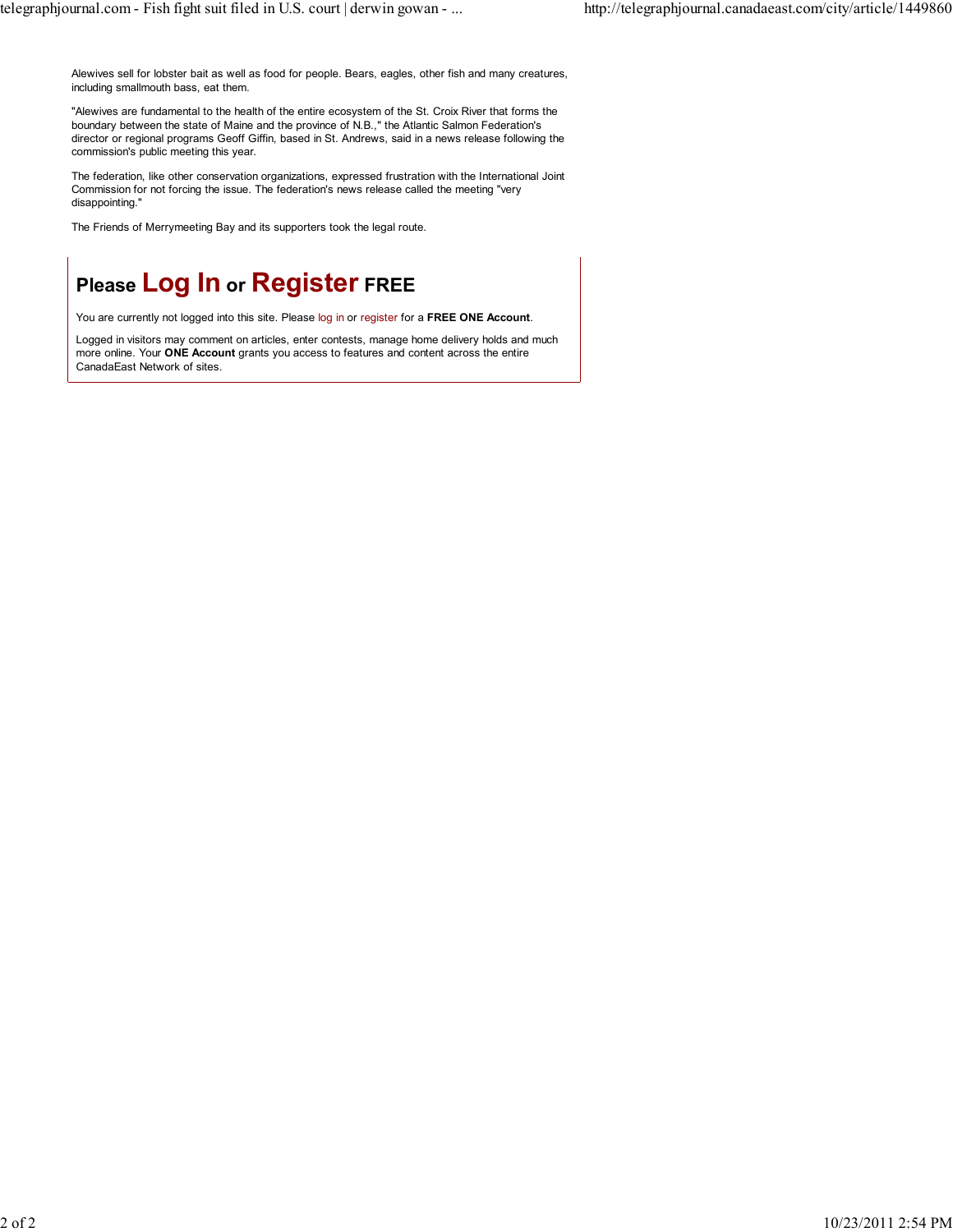Alewives sell for lobster bait as well as food for people. Bears, eagles, other fish and many creatures, including smallmouth bass, eat them.

"Alewives are fundamental to the health of the entire ecosystem of the St. Croix River that forms the boundary between the state of Maine and the province of N.B.," the Atlantic Salmon Federation's director or regional programs Geoff Giffin, based in St. Andrews, said in a news release following the commission's public meeting this year.

The federation, like other conservation organizations, expressed frustration with the International Joint Commission for not forcing the issue. The federation's news release called the meeting "very disappointing."

The Friends of Merrymeeting Bay and its supporters took the legal route.

## Please Log In or Register FREE

You are currently not logged into this site. Please log in or register for a **FREE ONE Account**.

Logged in visitors may comment on articles, enter contests, manage home delivery holds and much more online. Your **ONE Account** grants you access to features and content across the entire CanadaEast Network of sites.